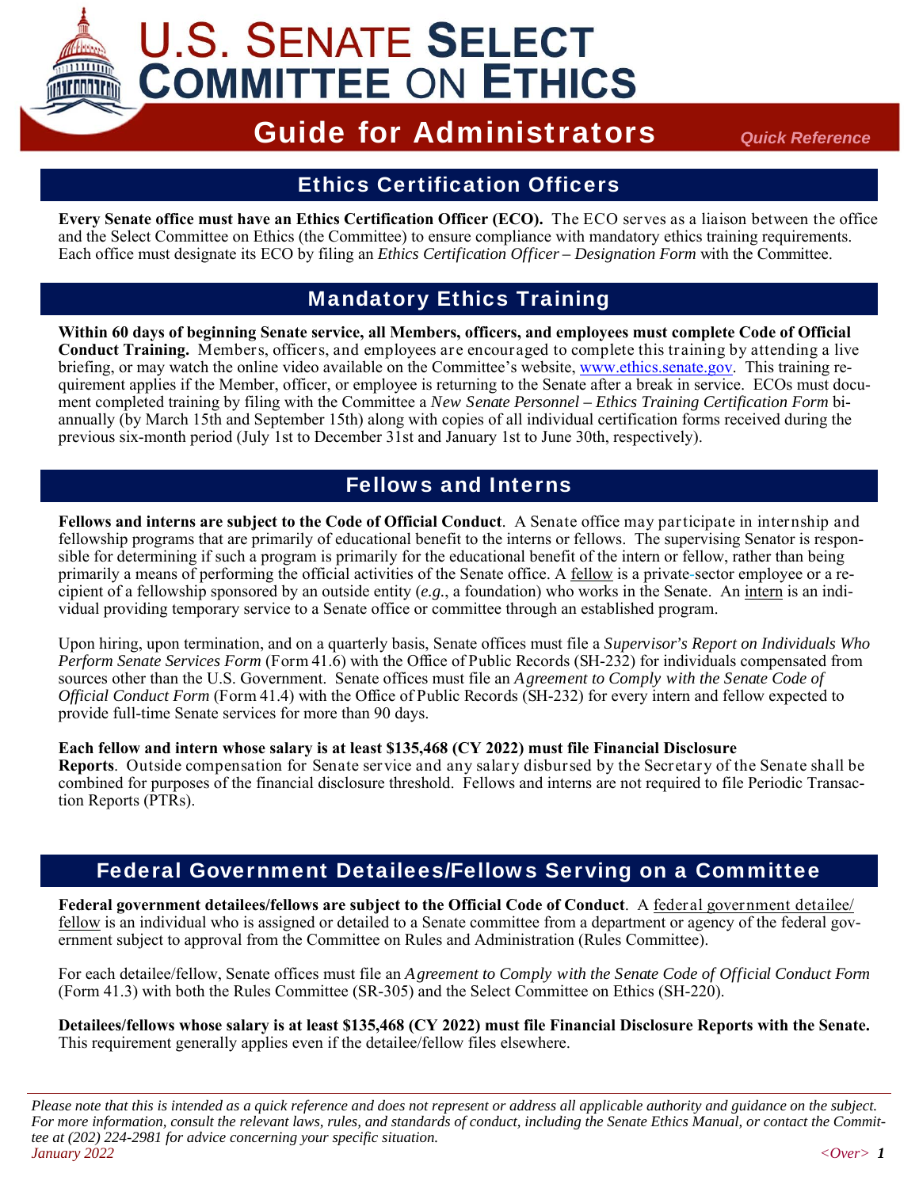# U.S. Senate Select Committee on Ethics

## Guide for Administrators

*Quick Reference*

## Ethics Certification Officers

**Every Senate office must have an Ethics Certification Officer (ECO).** The ECO serves as a liaison between the office and the Select Committee on Ethics (the Committee) to ensure compliance with mandatory ethics training requirements. Each office must designate its ECO by filing an *Ethics Certification Officer – Designation Form* with the Committee.

## Mandatory Ethics Training

**Within 60 days of beginning Senate service, all Members, officers, and employees must complete Code of Official Conduct Training.** Members, officers, and employees are encouraged to complete this training by attending a live briefing, or may watch the online video available on the Committee's website, www.ethics.senate.gov. This training requirement applies if the Member, officer, or employee is returning to the Senate after a break in service. ECOs must document completed training by filing with the Committee a *New Senate Personnel – Ethics Training Certification Form* biannually (by March 15th and September 15th) along with copies of all individual certification forms received during the previous six-month period (July 1st to December 31st and January 1st to June 30th, respectively).

## Fellows and Interns

**Fellows and interns are subject to the Code of Official Conduct**. A Senate office may participate in internship and fellowship programs that are primarily of educational benefit to the interns or fellows. The supervising Senator is responsible for determining if such a program is primarily for the educational benefit of the intern or fellow, rather than being primarily a means of performing the official activities of the Senate office. A fellow is a private-sector employee or a recipient of a fellowship sponsored by an outside entity (*e.g.*, a foundation) who works in the Senate. An intern is an individual providing temporary service to a Senate office or committee through an established program.

Upon hiring, upon termination, and on a quarterly basis, Senate offices must file a *Supervisor's Report on Individuals Who Perform Senate Services Form* (Form 41.6) with the Office of Public Records (SH-232) for individuals compensated from sources other than the U.S. Government. Senate offices must file an *Agreement to Comply with the Senate Code of Official Conduct Form* (Form 41.4) with the Office of Public Records (SH-232) for every intern and fellow expected to provide full-time Senate services for more than 90 days.

**Each fellow and intern whose salary is at least $135,468 (CY 2022) must file Financial Disclosure Reports**. Outside compensation for Senate service and any salary disbursed by the Secretary of the Senate shall be combined for purposes of the financial disclosure threshold. Fellows and interns are not required to file Periodic Transaction Reports (PTRs).

## Federal Government Detailees/Fellows Serving on a Committee

**Federal government detailees/fellows are subject to the Official Code of Conduct**. A federal government detailee/fellow is an individual who is assigned or detailed to a Senate committee from a department or agency of the federal government subject to approval from the Committee on Rules and Administration (Rules Committee).

For each detailee/fellow, Senate offices must file an *Agreement to Comply with the Senate Code of Official Conduct Form* (Form 41.3) with both the Rules Committee (SR-305) and the Select Committee on Ethics (SH-220).

**Detailees/fellows whose salary is at least $135,468 (CY 2022) must file Financial Disclosure Reports with the Senate.** This requirement generally applies even if the detailee/fellow files elsewhere.

*Please note that this is intended as a quick reference and does not represent or address all applicable authority and guidance on the subject. For more information, consult the relevant laws, rules, and standards of conduct, including the Senate Ethics Manual, or contact the Committee at (202) 224-2981 for advice concerning your specific situation.*

*January 2022*

*<Over>*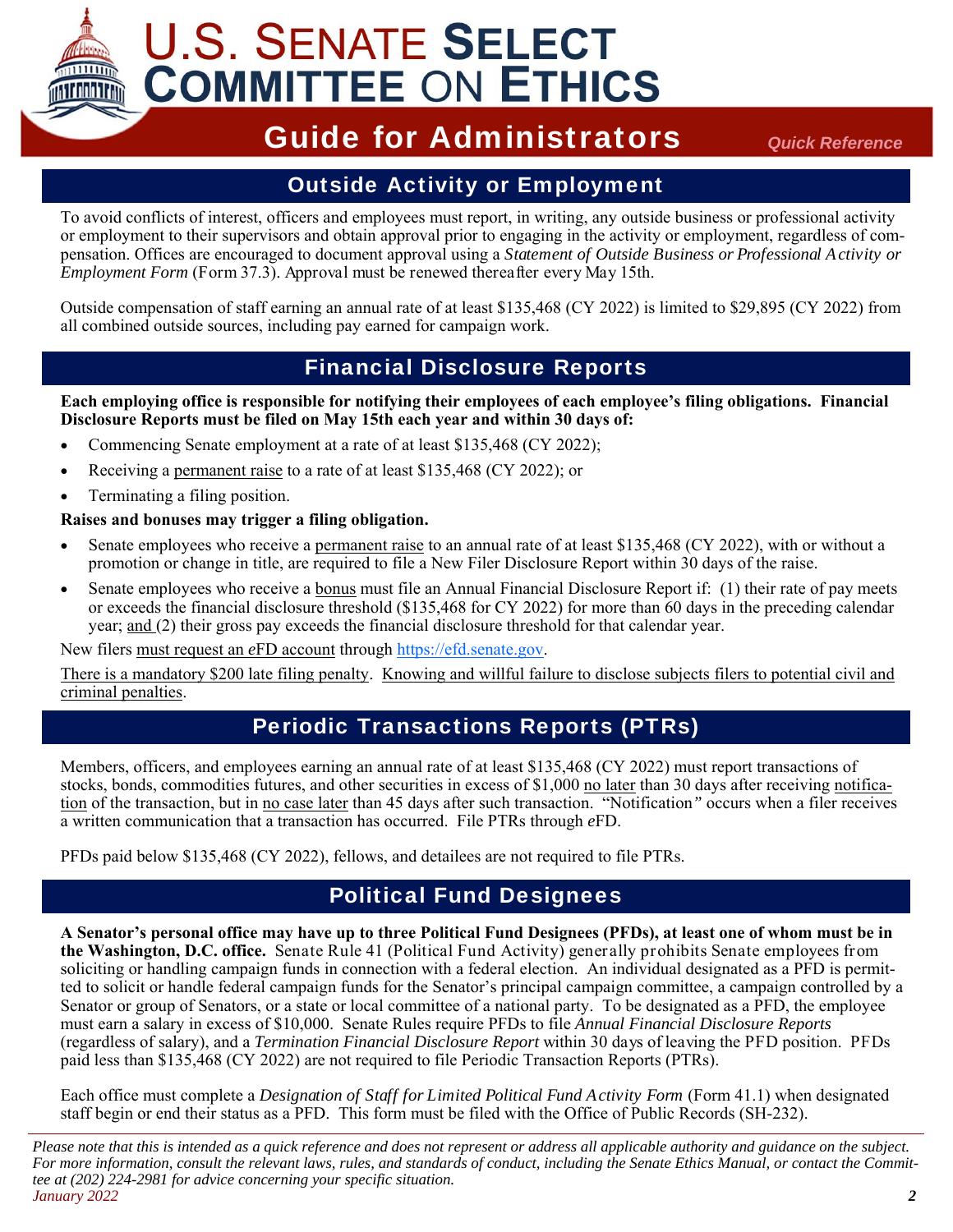# U.S. Senate Select Committee on Ethics

## Guide for Administrators

*Quick Reference*

## Outside Activity or Employment

To avoid conflicts of interest, officers and employees must report, in writing, any outside business or professional activity or employment to their supervisors and obtain approval prior to engaging in the activity or employment, regardless of compensation. Offices are encouraged to document approval using a *Statement of Outside Business or Professional Activity or Employment Form* (Form 37.3). Approval must be renewed thereafter every May 15th.

Outside compensation of staff earning an annual rate of at least $135,468 (CY 2022) is limited to $29,895 (CY 2022) from all combined outside sources, including pay earned for campaign work.

## Financial Disclosure Reports

**Each employing office is responsible for notifying their employees of each employee's filing obligations. Financial Disclosure Reports must be filed on May 15th each year and within 30 days of:**

- Commencing Senate employment at a rate of at least $135,468 (CY 2022);
- Receiving a permanent raise to a rate of at least $135,468 (CY 2022); or
- Terminating a filing position.

**Raises and bonuses may trigger a filing obligation.**

- Senate employees who receive a permanent raise to an annual rate of at least $135,468 (CY 2022), with or without a promotion or change in title, are required to file a New Filer Disclosure Report within 30 days of the raise.
- Senate employees who receive a bonus must file an Annual Financial Disclosure Report if: (1) their rate of pay meets or exceeds the financial disclosure threshold ($135,468 for CY 2022) for more than 60 days in the preceding calendar year; and (2) their gross pay exceeds the financial disclosure threshold for that calendar year.

New filers must request an *e*FD account through https://efd.senate.gov.

There is a mandatory $200 late filing penalty. Knowing and willful failure to disclose subjects filers to potential civil and criminal penalties.

## Periodic Transactions Reports (PTRs)

Members, officers, and employees earning an annual rate of at least $135,468 (CY 2022) must report transactions of stocks, bonds, commodities futures, and other securities in excess of $1,000 no later than 30 days after receiving notification of the transaction, but in no case later than 45 days after such transaction. "Notification" occurs when a filer receives a written communication that a transaction has occurred. File PTRs through *e*FD.

PFDs paid below $135,468 (CY 2022), fellows, and detailees are not required to file PTRs.

## Political Fund Designees

**A Senator's personal office may have up to three Political Fund Designees (PFDs), at least one of whom must be in the Washington, D.C. office.** Senate Rule 41 (Political Fund Activity) generally prohibits Senate employees from soliciting or handling campaign funds in connection with a federal election. An individual designated as a PFD is permitted to solicit or handle federal campaign funds for the Senator's principal campaign committee, a campaign controlled by a Senator or group of Senators, or a state or local committee of a national party. To be designated as a PFD, the employee must earn a salary in excess of $10,000. Senate Rules require PFDs to file *Annual Financial Disclosure Reports* (regardless of salary), and a *Termination Financial Disclosure Report* within 30 days of leaving the PFD position. PFDs paid less than $135,468 (CY 2022) are not required to file Periodic Transaction Reports (PTRs).

Each office must complete a *Designation of Staff for Limited Political Fund Activity Form* (Form 41.1) when designated staff begin or end their status as a PFD. This form must be filed with the Office of Public Records (SH-232).

*Please note that this is intended as a quick reference and does not represent or address all applicable authority and guidance on the subject. For more information, consult the relevant laws, rules, and standards of conduct, including the Senate Ethics Manual, or contact the Committee at (202) 224-2981 for advice concerning your specific situation.*

*January 2022*